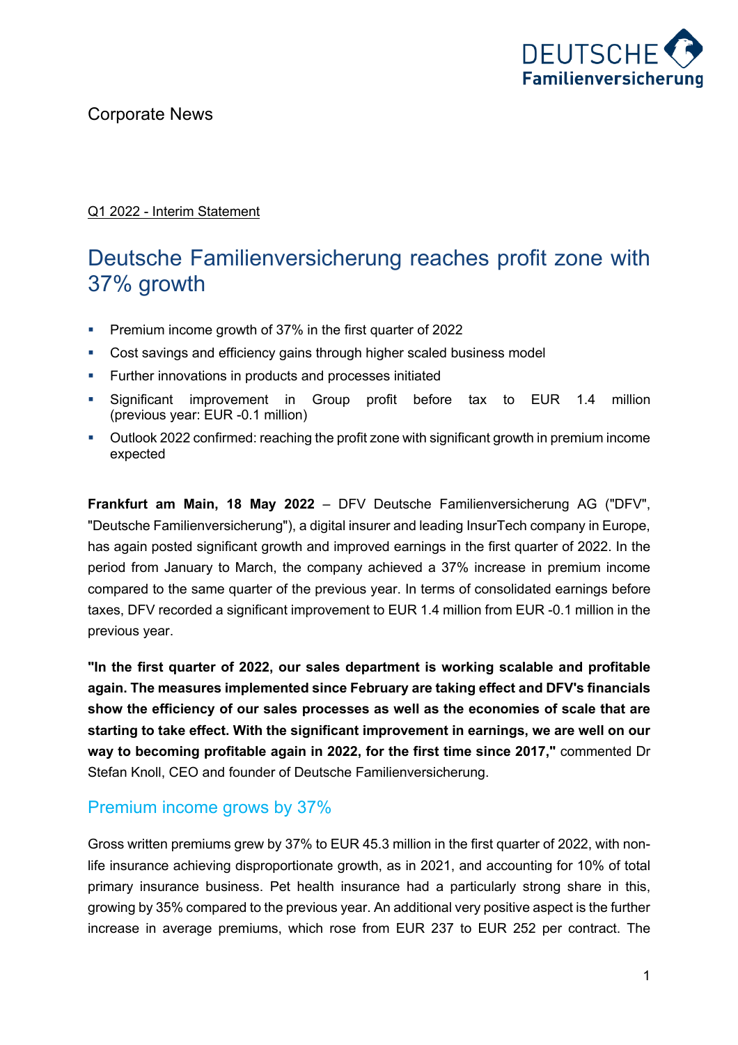Corporate News

Q1 2022 - Interim Statement

# Deutsche Familienversicherung reaches profit zone with 37% growth

- Premium income growth of 37% in the first quarter of 2022
- Cost savings and efficiency gains through higher scaled business model
- Further innovations in products and processes initiated
- Significant improvement in Group profit before tax to EUR 1.4 million (previous year: EUR -0.1 million)
- Outlook 2022 confirmed: reaching the profit zone with significant growth in premium income expected

**Frankfurt am Main, 18 May 2022** – DFV Deutsche Familienversicherung AG ("DFV", "Deutsche Familienversicherung"), a digital insurer and leading InsurTech company in Europe, has again posted significant growth and improved earnings in the first quarter of 2022. In the period from January to March, the company achieved a 37% increase in premium income compared to the same quarter of the previous year. In terms of consolidated earnings before taxes, DFV recorded a significant improvement to EUR 1.4 million from EUR -0.1 million in the previous year.

**"In the first quarter of 2022, our sales department is working scalable and profitable again. The measures implemented since February are taking effect and DFV's financials show the efficiency of our sales processes as well as the economies of scale that are starting to take effect. With the significant improvement in earnings, we are well on our way to becoming profitable again in 2022, for the first time since 2017,"** commented Dr Stefan Knoll, CEO and founder of Deutsche Familienversicherung.

## Premium income grows by 37%

Gross written premiums grew by 37% to EUR 45.3 million in the first quarter of 2022, with non-life insurance achieving disproportionate growth, as in 2021, and accounting for 10% of total primary insurance business. Pet health insurance had a particularly strong share in this, growing by 35% compared to the previous year. An additional very positive aspect is the further increase in average premiums, which rose from EUR 237 to EUR 252 per contract. The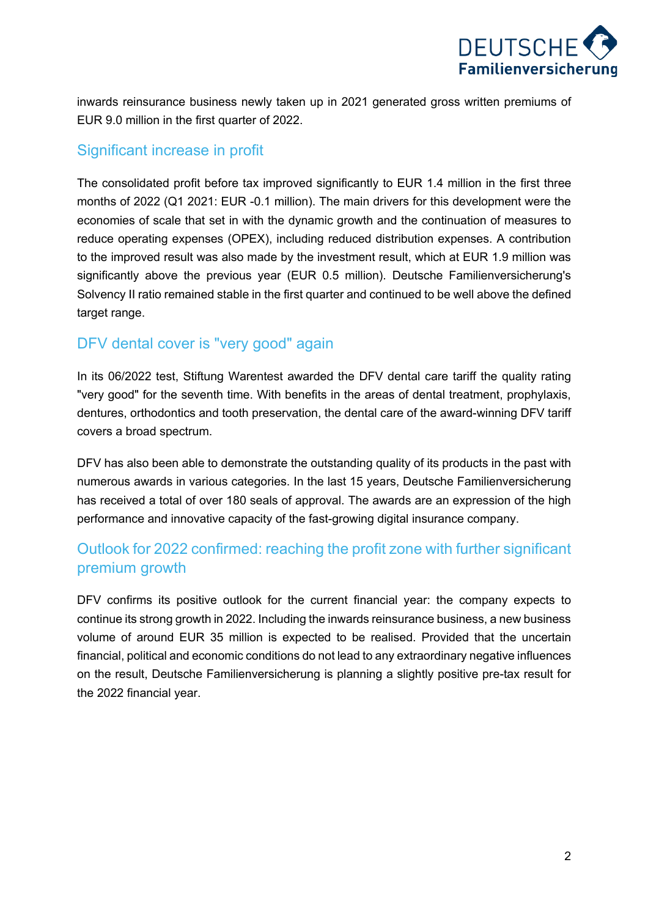inwards reinsurance business newly taken up in 2021 generated gross written premiums of EUR 9.0 million in the first quarter of 2022.

## Significant increase in profit

The consolidated profit before tax improved significantly to EUR 1.4 million in the first three months of 2022 (Q1 2021: EUR -0.1 million). The main drivers for this development were the economies of scale that set in with the dynamic growth and the continuation of measures to reduce operating expenses (OPEX), including reduced distribution expenses. A contribution to the improved result was also made by the investment result, which at EUR 1.9 million was significantly above the previous year (EUR 0.5 million). Deutsche Familienversicherung's Solvency II ratio remained stable in the first quarter and continued to be well above the defined target range.

## DFV dental cover is "very good" again

In its 06/2022 test, Stiftung Warentest awarded the DFV dental care tariff the quality rating "very good" for the seventh time. With benefits in the areas of dental treatment, prophylaxis, dentures, orthodontics and tooth preservation, the dental care of the award-winning DFV tariff covers a broad spectrum.

DFV has also been able to demonstrate the outstanding quality of its products in the past with numerous awards in various categories. In the last 15 years, Deutsche Familienversicherung has received a total of over 180 seals of approval. The awards are an expression of the high performance and innovative capacity of the fast-growing digital insurance company.

## Outlook for 2022 confirmed: reaching the profit zone with further significant premium growth

DFV confirms its positive outlook for the current financial year: the company expects to continue its strong growth in 2022. Including the inwards reinsurance business, a new business volume of around EUR 35 million is expected to be realised. Provided that the uncertain financial, political and economic conditions do not lead to any extraordinary negative influences on the result, Deutsche Familienversicherung is planning a slightly positive pre-tax result for the 2022 financial year.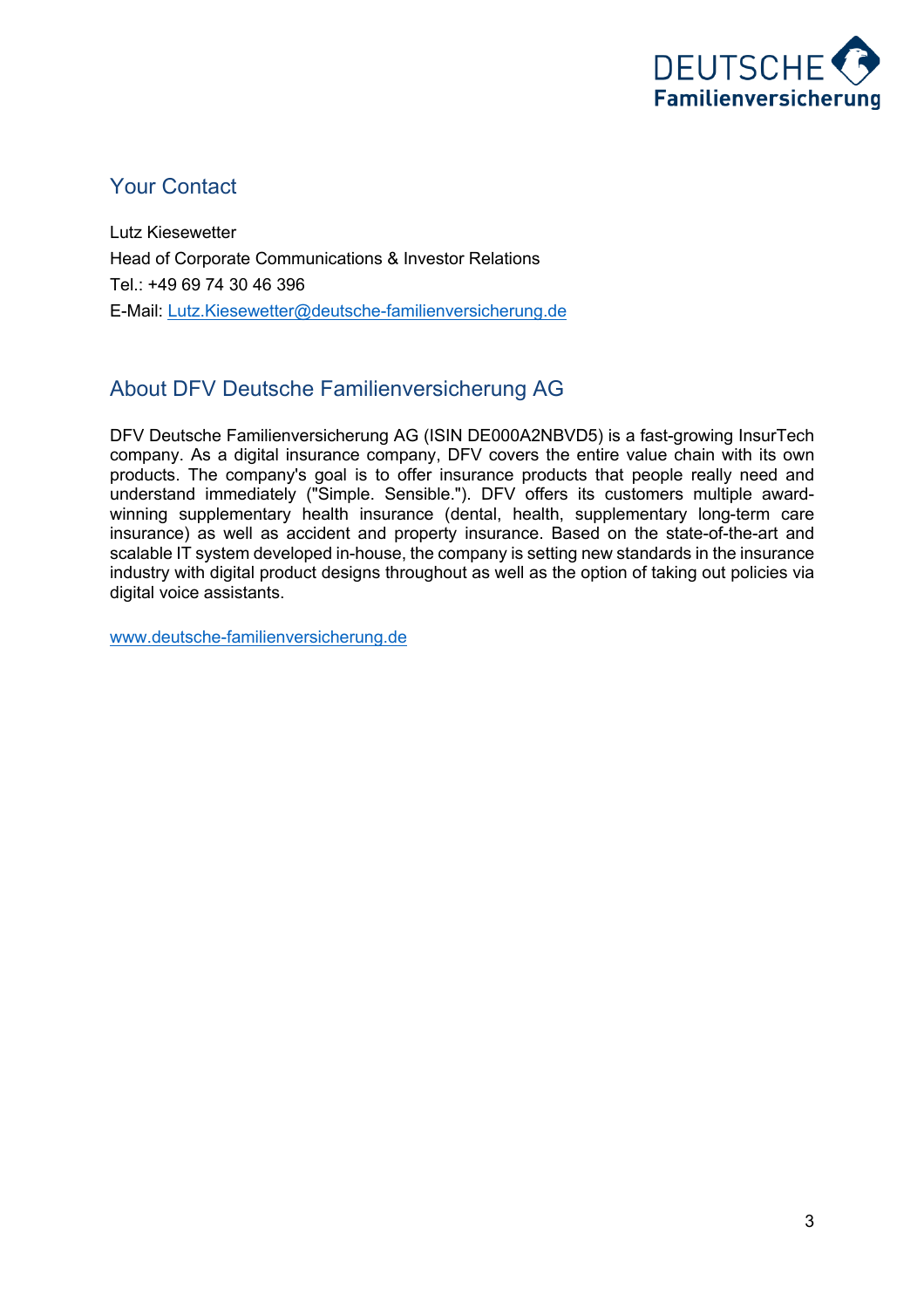## Your Contact

Lutz Kiesewetter

Head of Corporate Communications & Investor Relations

Tel.: +49 69 74 30 46 396

E-Mail: Lutz.Kiesewetter@deutsche-familienversicherung.de

## About DFV Deutsche Familienversicherung AG

DFV Deutsche Familienversicherung AG (ISIN DE000A2NBVD5) is a fast-growing InsurTech company. As a digital insurance company, DFV covers the entire value chain with its own products. The company's goal is to offer insurance products that people really need and understand immediately ("Simple. Sensible."). DFV offers its customers multiple award-winning supplementary health insurance (dental, health, supplementary long-term care insurance) as well as accident and property insurance. Based on the state-of-the-art and scalable IT system developed in-house, the company is setting new standards in the insurance industry with digital product designs throughout as well as the option of taking out policies via digital voice assistants.

www.deutsche-familienversicherung.de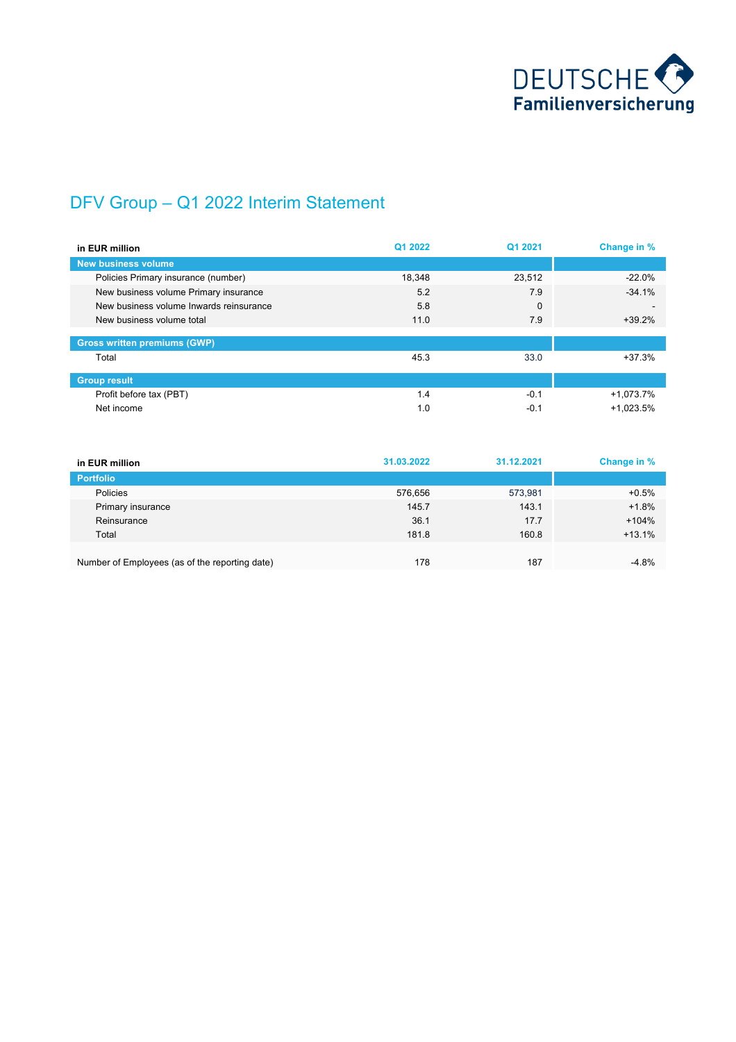# DFV Group – Q1 2022 Interim Statement

| in EUR million | Q1 2022 | Q1 2021 | Change in % |
|---|---|---|---|
| **New business volume** | | | |
| Policies Primary insurance (number) | 18,348 | 23,512 | -22.0% |
| New business volume Primary insurance | 5.2 | 7.9 | -34.1% |
| New business volume Inwards reinsurance | 5.8 | 0 | - |
| New business volume total | 11.0 | 7.9 | +39.2% |
| **Gross written premiums (GWP)** | | | |
| Total | 45.3 | 33.0 | +37.3% |
| **Group result** | | | |
| Profit before tax (PBT) | 1.4 | -0.1 | +1,073.7% |
| Net income | 1.0 | -0.1 | +1,023.5% |

| in EUR million | 31.03.2022 | 31.12.2021 | Change in % |
|---|---|---|---|
| **Portfolio** | | | |
| Policies | 576,656 | 573,981 | +0.5% |
| Primary insurance | 145.7 | 143.1 | +1.8% |
| Reinsurance | 36.1 | 17.7 | +104% |
| Total | 181.8 | 160.8 | +13.1% |
| Number of Employees (as of the reporting date) | 178 | 187 | -4.8% |